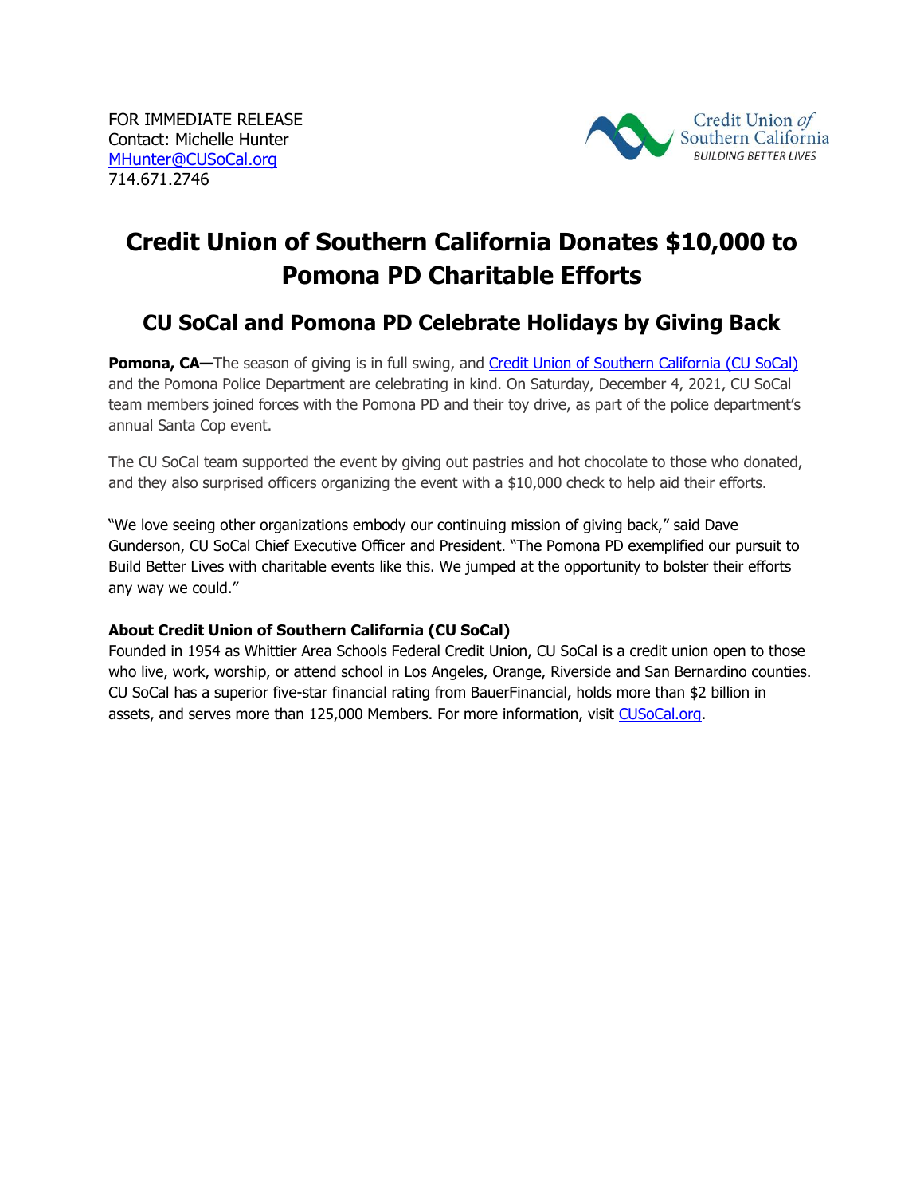FOR IMMEDIATE RELEASE
Contact: Michelle Hunter
[MHunter@CUSoCal.org](mailto:MHunter@CUSoCal.org)
714.671.2746

Credit Union of Southern California
BUILDING BETTER LIVES

# Credit Union of Southern California Donates $10,000 to Pomona PD Charitable Efforts

## CU SoCal and Pomona PD Celebrate Holidays by Giving Back

**Pomona, CA—**The season of giving is in full swing, and [Credit Union of Southern California (CU SoCal)](https://CUSoCal.org) and the Pomona Police Department are celebrating in kind. On Saturday, December 4, 2021, CU SoCal team members joined forces with the Pomona PD and their toy drive, as part of the police department's annual Santa Cop event.

The CU SoCal team supported the event by giving out pastries and hot chocolate to those who donated, and they also surprised officers organizing the event with a $10,000 check to help aid their efforts.

"We love seeing other organizations embody our continuing mission of giving back," said Dave Gunderson, CU SoCal Chief Executive Officer and President. "The Pomona PD exemplified our pursuit to Build Better Lives with charitable events like this. We jumped at the opportunity to bolster their efforts any way we could."

**About Credit Union of Southern California (CU SoCal)**
Founded in 1954 as Whittier Area Schools Federal Credit Union, CU SoCal is a credit union open to those who live, work, worship, or attend school in Los Angeles, Orange, Riverside and San Bernardino counties. CU SoCal has a superior five-star financial rating from BauerFinancial, holds more than $2 billion in assets, and serves more than 125,000 Members. For more information, visit [CUSoCal.org](https://CUSoCal.org).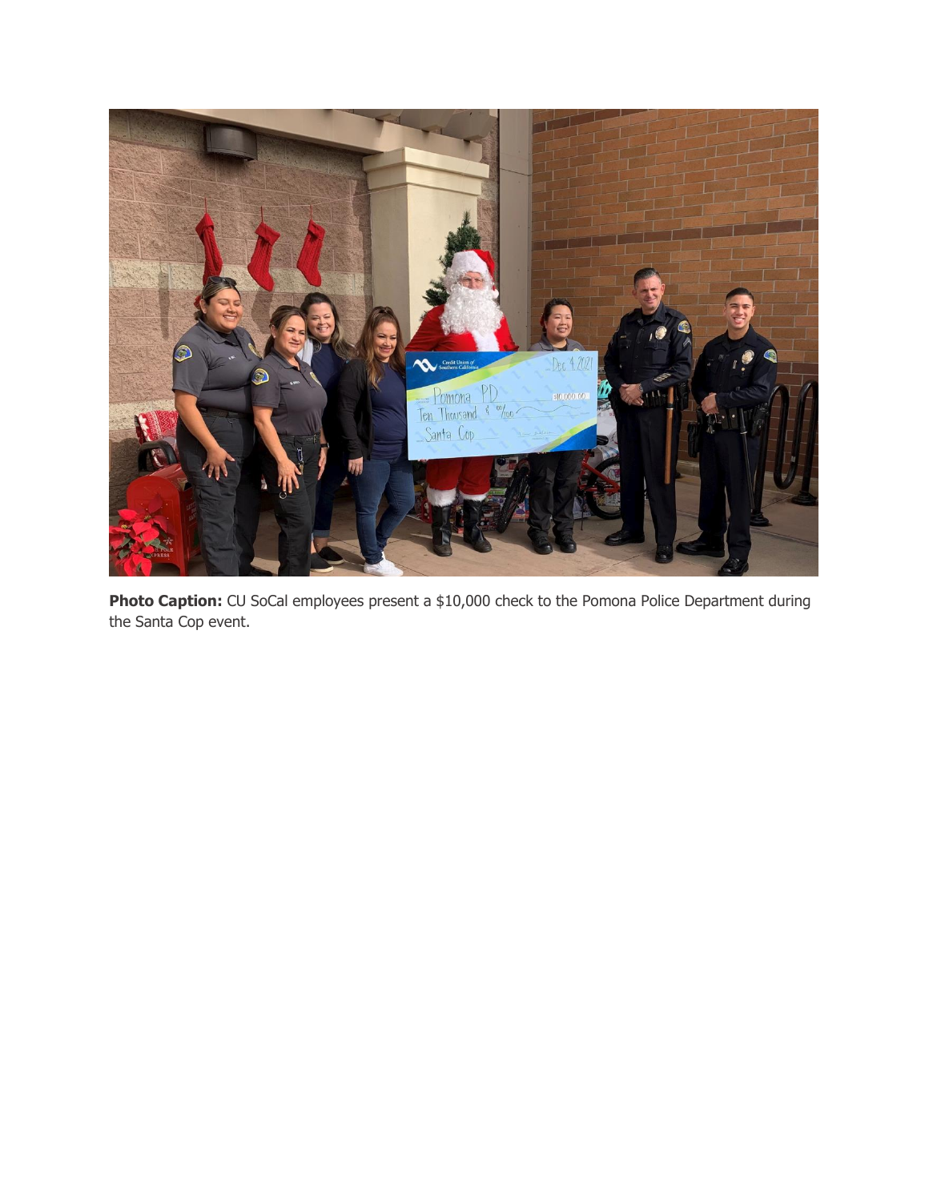**Photo Caption:** CU SoCal employees present a $10,000 check to the Pomona Police Department during the Santa Cop event.